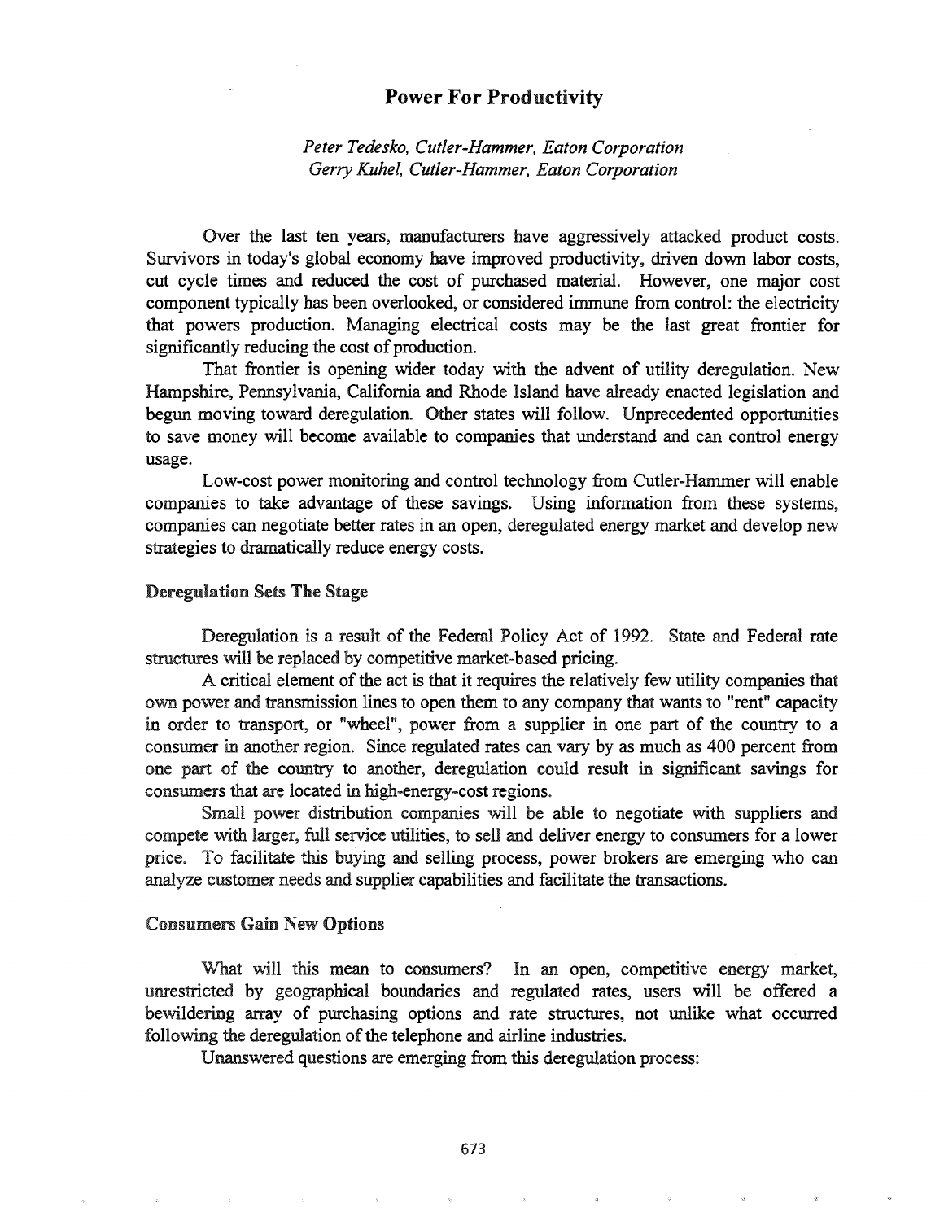# Power For Productivity

*Peter Tedesko, Cutler-Hammer, Eaton Corporation*
*Gerry Kuhel, Cutler-Hammer, Eaton Corporation*

Over the last ten years, manufacturers have aggressively attacked product costs. Survivors in today's global economy have improved productivity, driven down labor costs, cut cycle times and reduced the cost of purchased material. However, one major cost component typically has been overlooked, or considered immune from control: the electricity that powers production. Managing electrical costs may be the last great frontier for significantly reducing the cost of production.

That frontier is opening wider today with the advent of utility deregulation. New Hampshire, Pennsylvania, California and Rhode Island have already enacted legislation and begun moving toward deregulation. Other states will follow. Unprecedented opportunities to save money will become available to companies that understand and can control energy usage.

Low-cost power monitoring and control technology from Cutler-Hammer will enable companies to take advantage of these savings. Using information from these systems, companies can negotiate better rates in an open, deregulated energy market and develop new strategies to dramatically reduce energy costs.

## Deregulation Sets The Stage

Deregulation is a result of the Federal Policy Act of 1992. State and Federal rate structures will be replaced by competitive market-based pricing.

A critical element of the act is that it requires the relatively few utility companies that own power and transmission lines to open them to any company that wants to "rent" capacity in order to transport, or "wheel", power from a supplier in one part of the country to a consumer in another region. Since regulated rates can vary by as much as 400 percent from one part of the country to another, deregulation could result in significant savings for consumers that are located in high-energy-cost regions.

Small power distribution companies will be able to negotiate with suppliers and compete with larger, full service utilities, to sell and deliver energy to consumers for a lower price. To facilitate this buying and selling process, power brokers are emerging who can analyze customer needs and supplier capabilities and facilitate the transactions.

## Consumers Gain New Options

What will this mean to consumers? In an open, competitive energy market, unrestricted by geographical boundaries and regulated rates, users will be offered a bewildering array of purchasing options and rate structures, not unlike what occurred following the deregulation of the telephone and airline industries.

Unanswered questions are emerging from this deregulation process: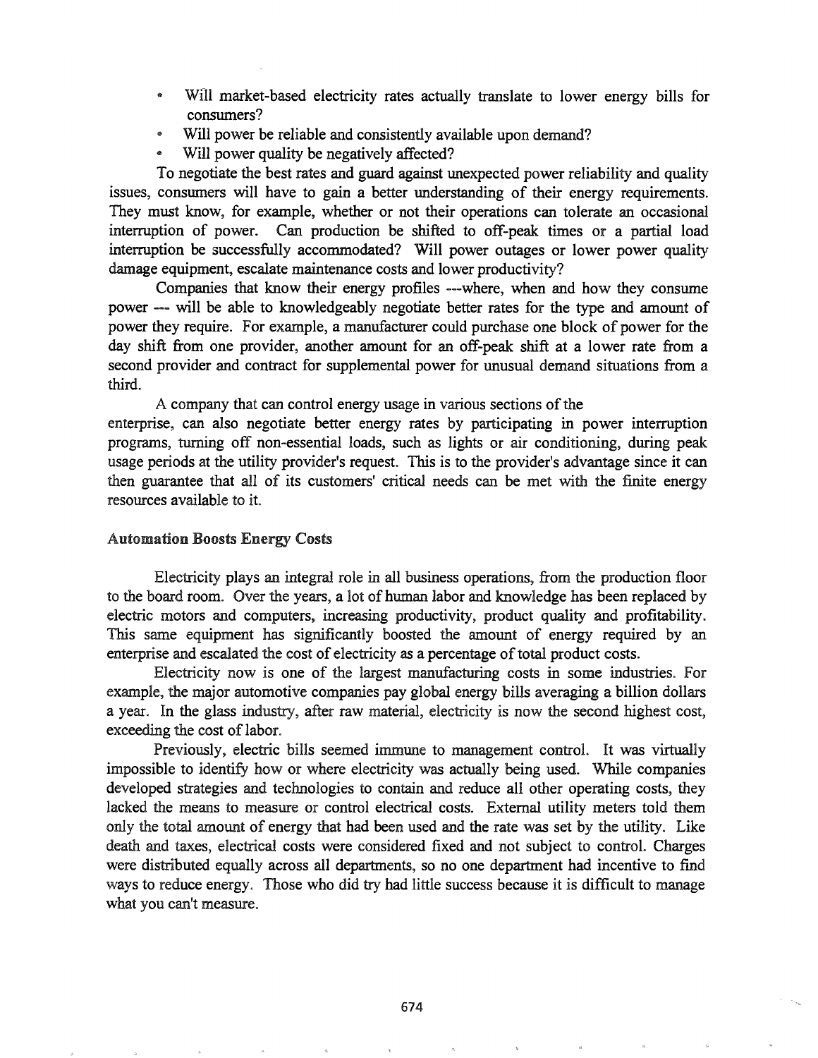- Will market-based electricity rates actually translate to lower energy bills for consumers?
- Will power be reliable and consistently available upon demand?
- Will power quality be negatively affected?

To negotiate the best rates and guard against unexpected power reliability and quality issues, consumers will have to gain a better understanding of their energy requirements. They must know, for example, whether or not their operations can tolerate an occasional interruption of power. Can production be shifted to off-peak times or a partial load interruption be successfully accommodated? Will power outages or lower power quality damage equipment, escalate maintenance costs and lower productivity?

Companies that know their energy profiles ---where, when and how they consume power --- will be able to knowledgeably negotiate better rates for the type and amount of power they require. For example, a manufacturer could purchase one block of power for the day shift from one provider, another amount for an off-peak shift at a lower rate from a second provider and contract for supplemental power for unusual demand situations from a third.

A company that can control energy usage in various sections of the enterprise, can also negotiate better energy rates by participating in power interruption programs, turning off non-essential loads, such as lights or air conditioning, during peak usage periods at the utility provider's request. This is to the provider's advantage since it can then guarantee that all of its customers' critical needs can be met with the finite energy resources available to it.

### Automation Boosts Energy Costs

Electricity plays an integral role in all business operations, from the production floor to the board room. Over the years, a lot of human labor and knowledge has been replaced by electric motors and computers, increasing productivity, product quality and profitability. This same equipment has significantly boosted the amount of energy required by an enterprise and escalated the cost of electricity as a percentage of total product costs.

Electricity now is one of the largest manufacturing costs in some industries. For example, the major automotive companies pay global energy bills averaging a billion dollars a year. In the glass industry, after raw material, electricity is now the second highest cost, exceeding the cost of labor.

Previously, electric bills seemed immune to management control. It was virtually impossible to identify how or where electricity was actually being used. While companies developed strategies and technologies to contain and reduce all other operating costs, they lacked the means to measure or control electrical costs. External utility meters told them only the total amount of energy that had been used and the rate was set by the utility. Like death and taxes, electrical costs were considered fixed and not subject to control. Charges were distributed equally across all departments, so no one department had incentive to find ways to reduce energy. Those who did try had little success because it is difficult to manage what you can't measure.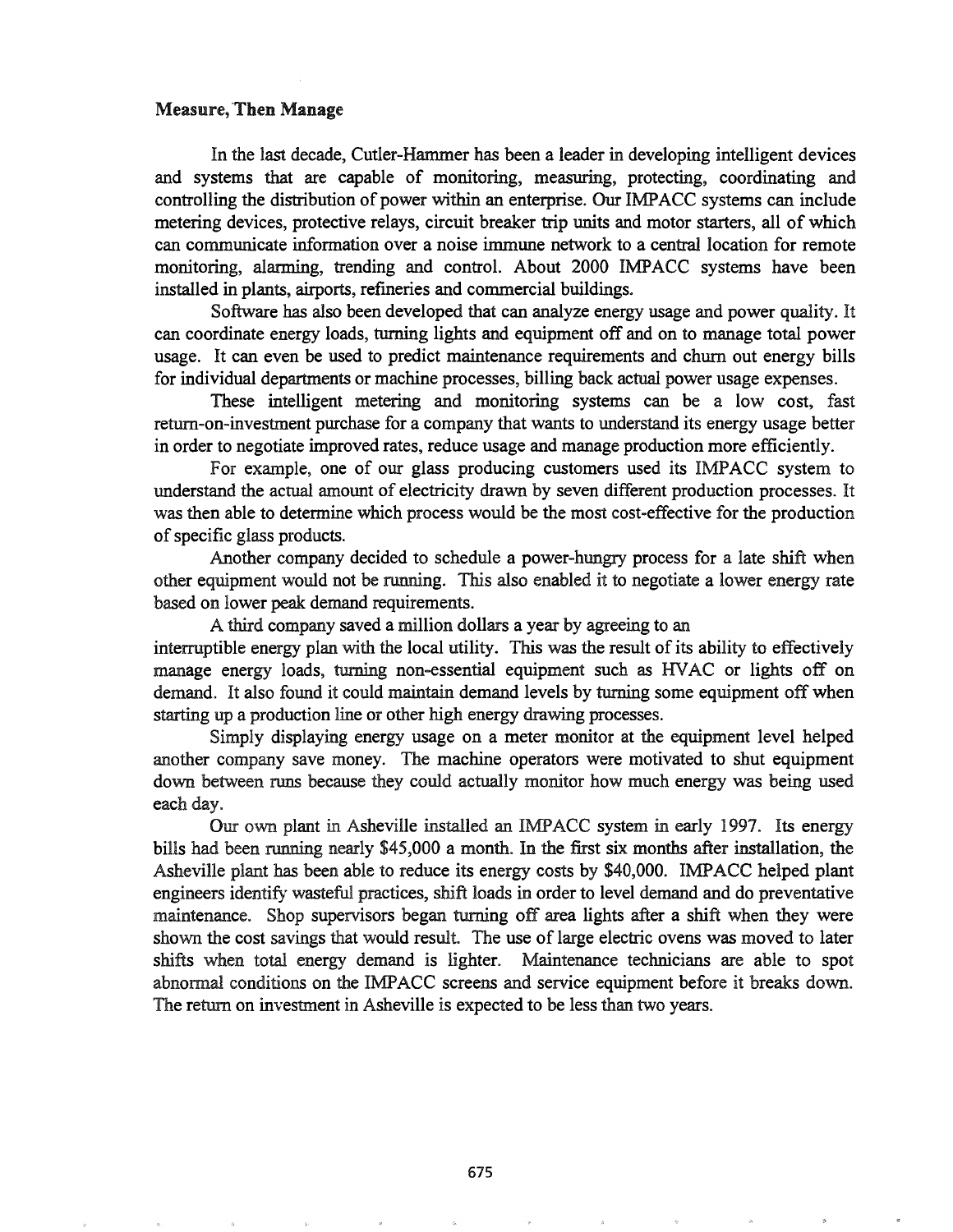**Measure, Then Manage**

In the last decade, Cutler-Hammer has been a leader in developing intelligent devices and systems that are capable of monitoring, measuring, protecting, coordinating and controlling the distribution of power within an enterprise. Our IMPACC systems can include metering devices, protective relays, circuit breaker trip units and motor starters, all of which can communicate information over a noise immune network to a central location for remote monitoring, alarming, trending and control. About 2000 IMPACC systems have been installed in plants, airports, refineries and commercial buildings.

Software has also been developed that can analyze energy usage and power quality. It can coordinate energy loads, turning lights and equipment off and on to manage total power usage. It can even be used to predict maintenance requirements and churn out energy bills for individual departments or machine processes, billing back actual power usage expenses.

These intelligent metering and monitoring systems can be a low cost, fast return-on-investment purchase for a company that wants to understand its energy usage better in order to negotiate improved rates, reduce usage and manage production more efficiently.

For example, one of our glass producing customers used its IMPACC system to understand the actual amount of electricity drawn by seven different production processes. It was then able to determine which process would be the most cost-effective for the production of specific glass products.

Another company decided to schedule a power-hungry process for a late shift when other equipment would not be running. This also enabled it to negotiate a lower energy rate based on lower peak demand requirements.

A third company saved a million dollars a year by agreeing to an interruptible energy plan with the local utility. This was the result of its ability to effectively manage energy loads, turning non-essential equipment such as HVAC or lights off on demand. It also found it could maintain demand levels by turning some equipment off when starting up a production line or other high energy drawing processes.

Simply displaying energy usage on a meter monitor at the equipment level helped another company save money. The machine operators were motivated to shut equipment down between runs because they could actually monitor how much energy was being used each day.

Our own plant in Asheville installed an IMPACC system in early 1997. Its energy bills had been running nearly $45,000 a month. In the first six months after installation, the Asheville plant has been able to reduce its energy costs by $40,000. IMPACC helped plant engineers identify wasteful practices, shift loads in order to level demand and do preventative maintenance. Shop supervisors began turning off area lights after a shift when they were shown the cost savings that would result. The use of large electric ovens was moved to later shifts when total energy demand is lighter. Maintenance technicians are able to spot abnormal conditions on the IMPACC screens and service equipment before it breaks down. The return on investment in Asheville is expected to be less than two years.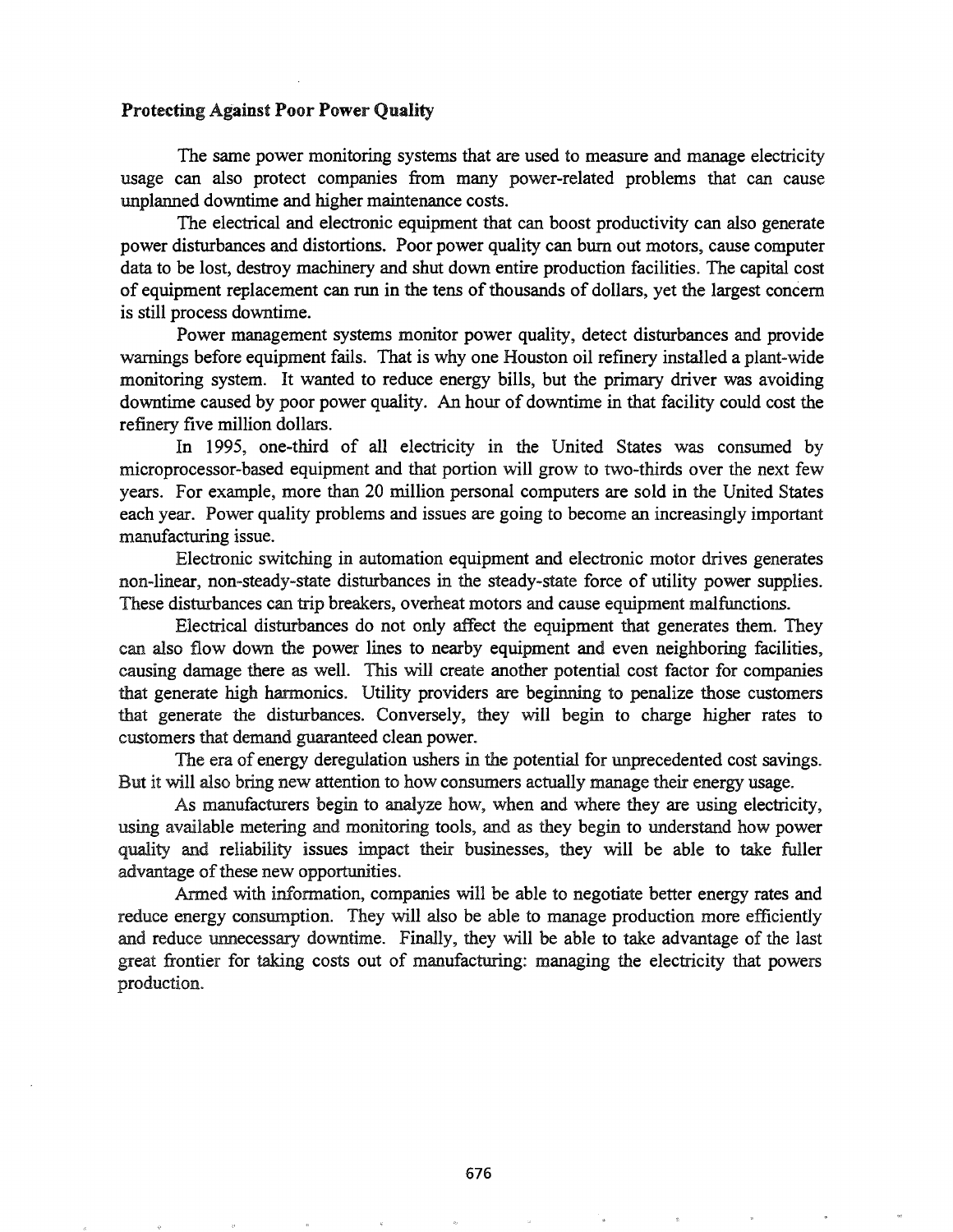## Protecting Against Poor Power Quality

The same power monitoring systems that are used to measure and manage electricity usage can also protect companies from many power-related problems that can cause unplanned downtime and higher maintenance costs.

The electrical and electronic equipment that can boost productivity can also generate power disturbances and distortions. Poor power quality can burn out motors, cause computer data to be lost, destroy machinery and shut down entire production facilities. The capital cost of equipment replacement can run in the tens of thousands of dollars, yet the largest concern is still process downtime.

Power management systems monitor power quality, detect disturbances and provide warnings before equipment fails. That is why one Houston oil refinery installed a plant-wide monitoring system. It wanted to reduce energy bills, but the primary driver was avoiding downtime caused by poor power quality. An hour of downtime in that facility could cost the refinery five million dollars.

In 1995, one-third of all electricity in the United States was consumed by microprocessor-based equipment and that portion will grow to two-thirds over the next few years. For example, more than 20 million personal computers are sold in the United States each year. Power quality problems and issues are going to become an increasingly important manufacturing issue.

Electronic switching in automation equipment and electronic motor drives generates non-linear, non-steady-state disturbances in the steady-state force of utility power supplies. These disturbances can trip breakers, overheat motors and cause equipment malfunctions.

Electrical disturbances do not only affect the equipment that generates them. They can also flow down the power lines to nearby equipment and even neighboring facilities, causing damage there as well. This will create another potential cost factor for companies that generate high harmonics. Utility providers are beginning to penalize those customers that generate the disturbances. Conversely, they will begin to charge higher rates to customers that demand guaranteed clean power.

The era of energy deregulation ushers in the potential for unprecedented cost savings. But it will also bring new attention to how consumers actually manage their energy usage.

As manufacturers begin to analyze how, when and where they are using electricity, using available metering and monitoring tools, and as they begin to understand how power quality and reliability issues impact their businesses, they will be able to take fuller advantage of these new opportunities.

Armed with information, companies will be able to negotiate better energy rates and reduce energy consumption. They will also be able to manage production more efficiently and reduce unnecessary downtime. Finally, they will be able to take advantage of the last great frontier for taking costs out of manufacturing: managing the electricity that powers production.